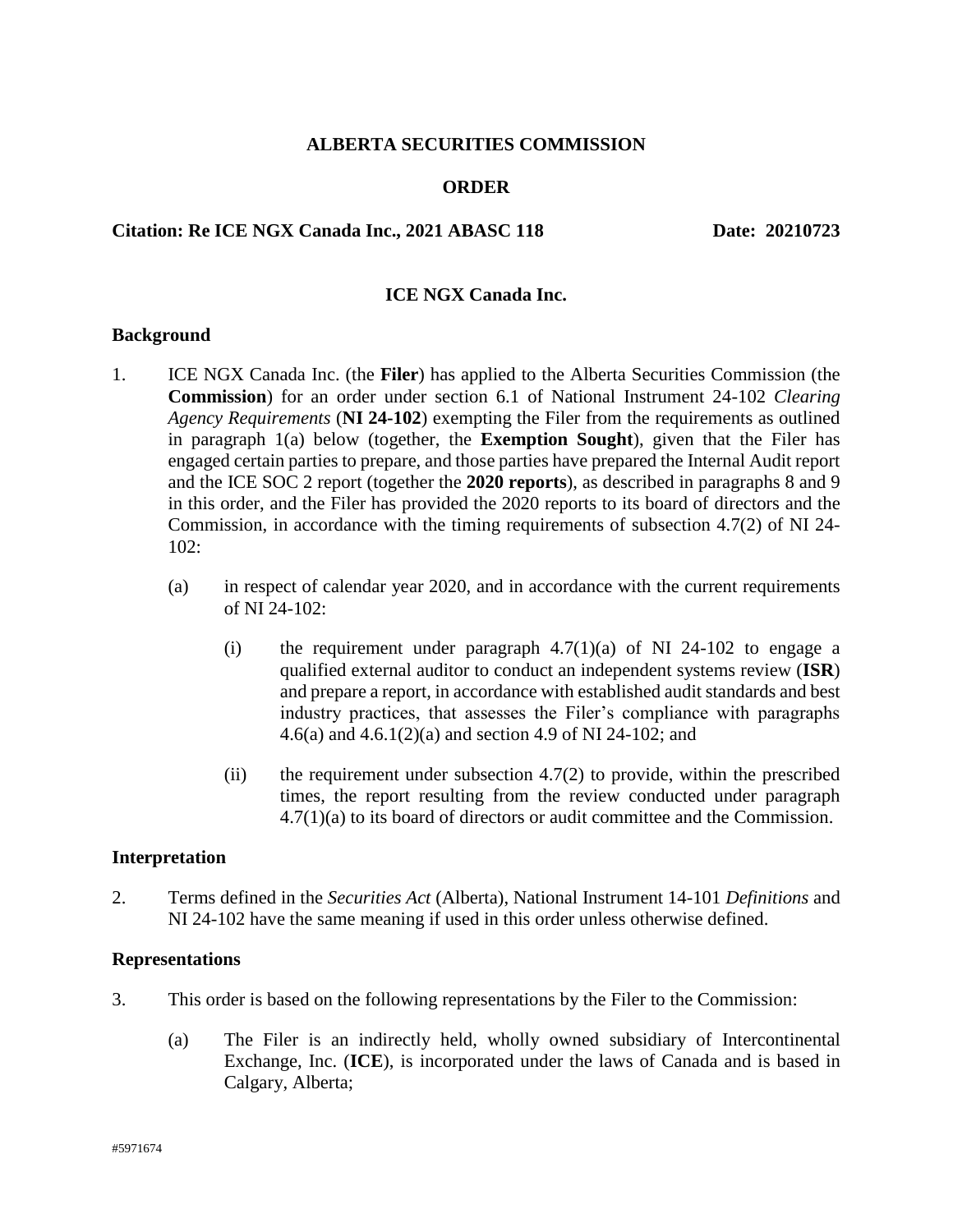**ALBERTA SECURITIES COMMISSION**

**ORDER**

**Citation: Re ICE NGX Canada Inc., 2021 ABASC 118** **Date: 20210723**

**ICE NGX Canada Inc.**

## Background

1. ICE NGX Canada Inc. (the **Filer**) has applied to the Alberta Securities Commission (the **Commission**) for an order under section 6.1 of National Instrument 24-102 *Clearing Agency Requirements* (**NI 24-102**) exempting the Filer from the requirements as outlined in paragraph 1(a) below (together, the **Exemption Sought**), given that the Filer has engaged certain parties to prepare, and those parties have prepared the Internal Audit report and the ICE SOC 2 report (together the **2020 reports**), as described in paragraphs 8 and 9 in this order, and the Filer has provided the 2020 reports to its board of directors and the Commission, in accordance with the timing requirements of subsection 4.7(2) of NI 24-102:

   (a) in respect of calendar year 2020, and in accordance with the current requirements of NI 24-102:

      (i) the requirement under paragraph 4.7(1)(a) of NI 24-102 to engage a qualified external auditor to conduct an independent systems review (**ISR**) and prepare a report, in accordance with established audit standards and best industry practices, that assesses the Filer's compliance with paragraphs 4.6(a) and 4.6.1(2)(a) and section 4.9 of NI 24-102; and

      (ii) the requirement under subsection 4.7(2) to provide, within the prescribed times, the report resulting from the review conducted under paragraph 4.7(1)(a) to its board of directors or audit committee and the Commission.

## Interpretation

2. Terms defined in the *Securities Act* (Alberta), National Instrument 14-101 *Definitions* and NI 24-102 have the same meaning if used in this order unless otherwise defined.

## Representations

3. This order is based on the following representations by the Filer to the Commission:

   (a) The Filer is an indirectly held, wholly owned subsidiary of Intercontinental Exchange, Inc. (**ICE**), is incorporated under the laws of Canada and is based in Calgary, Alberta;

#5971674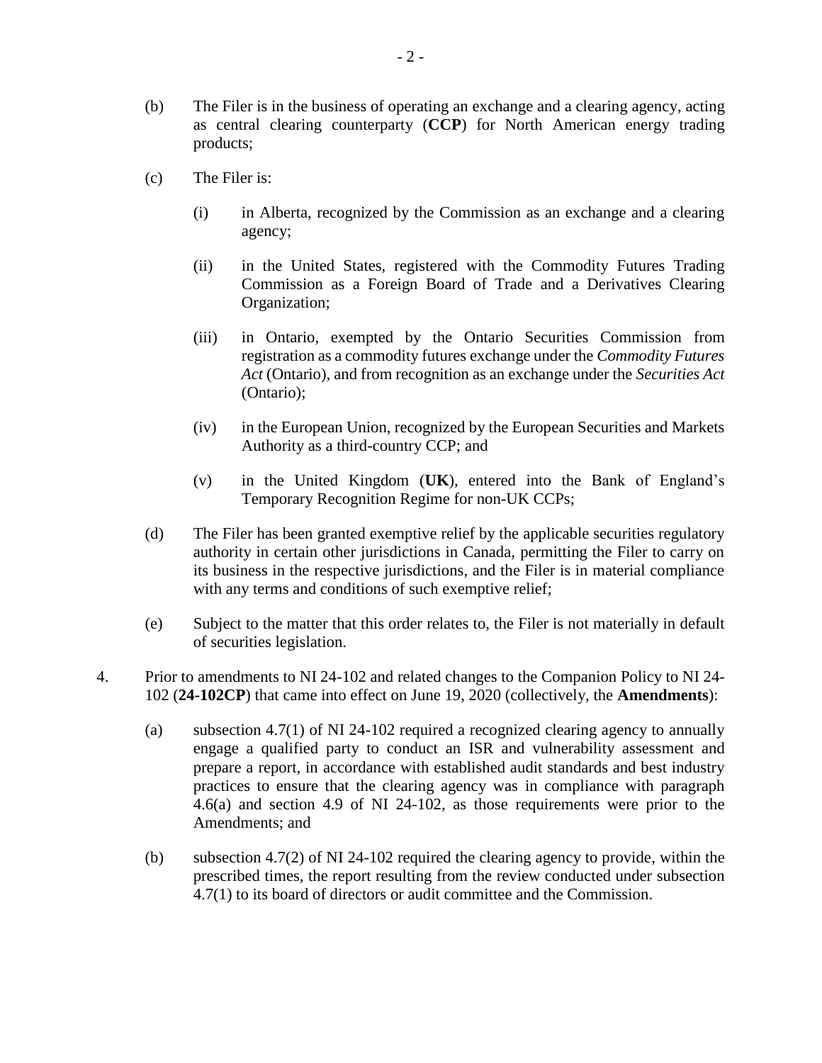(b) The Filer is in the business of operating an exchange and a clearing agency, acting as central clearing counterparty (**CCP**) for North American energy trading products;

(c) The Filer is:

   (i) in Alberta, recognized by the Commission as an exchange and a clearing agency;

   (ii) in the United States, registered with the Commodity Futures Trading Commission as a Foreign Board of Trade and a Derivatives Clearing Organization;

   (iii) in Ontario, exempted by the Ontario Securities Commission from registration as a commodity futures exchange under the *Commodity Futures Act* (Ontario), and from recognition as an exchange under the *Securities Act* (Ontario);

   (iv) in the European Union, recognized by the European Securities and Markets Authority as a third-country CCP; and

   (v) in the United Kingdom (**UK**), entered into the Bank of England's Temporary Recognition Regime for non-UK CCPs;

(d) The Filer has been granted exemptive relief by the applicable securities regulatory authority in certain other jurisdictions in Canada, permitting the Filer to carry on its business in the respective jurisdictions, and the Filer is in material compliance with any terms and conditions of such exemptive relief;

(e) Subject to the matter that this order relates to, the Filer is not materially in default of securities legislation.

4. Prior to amendments to NI 24-102 and related changes to the Companion Policy to NI 24-102 (**24-102CP**) that came into effect on June 19, 2020 (collectively, the **Amendments**):

   (a) subsection 4.7(1) of NI 24-102 required a recognized clearing agency to annually engage a qualified party to conduct an ISR and vulnerability assessment and prepare a report, in accordance with established audit standards and best industry practices to ensure that the clearing agency was in compliance with paragraph 4.6(a) and section 4.9 of NI 24-102, as those requirements were prior to the Amendments; and

   (b) subsection 4.7(2) of NI 24-102 required the clearing agency to provide, within the prescribed times, the report resulting from the review conducted under subsection 4.7(1) to its board of directors or audit committee and the Commission.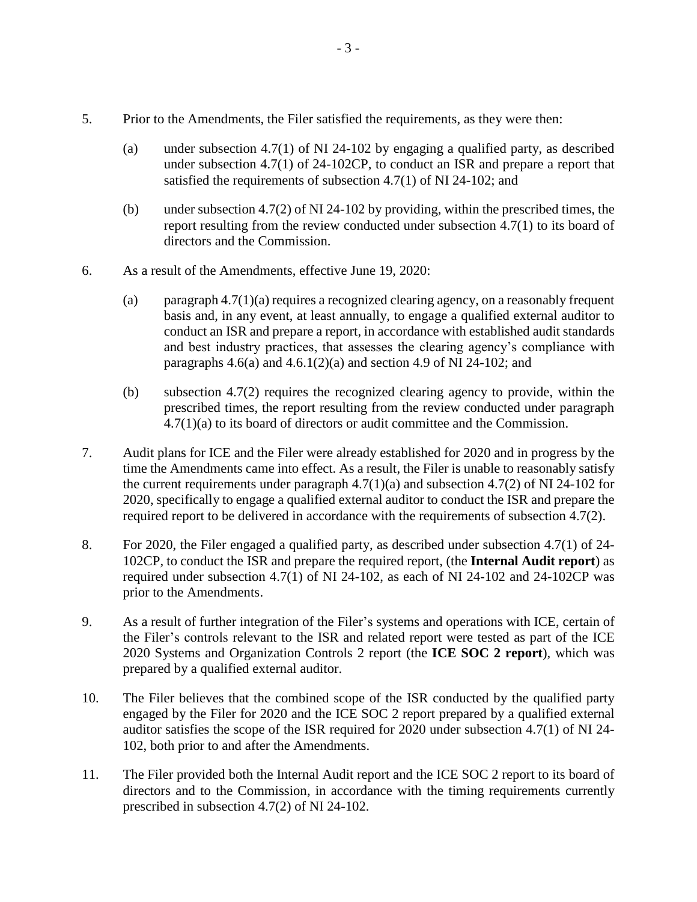5. Prior to the Amendments, the Filer satisfied the requirements, as they were then:

   (a) under subsection 4.7(1) of NI 24-102 by engaging a qualified party, as described under subsection 4.7(1) of 24-102CP, to conduct an ISR and prepare a report that satisfied the requirements of subsection 4.7(1) of NI 24-102; and

   (b) under subsection 4.7(2) of NI 24-102 by providing, within the prescribed times, the report resulting from the review conducted under subsection 4.7(1) to its board of directors and the Commission.

6. As a result of the Amendments, effective June 19, 2020:

   (a) paragraph 4.7(1)(a) requires a recognized clearing agency, on a reasonably frequent basis and, in any event, at least annually, to engage a qualified external auditor to conduct an ISR and prepare a report, in accordance with established audit standards and best industry practices, that assesses the clearing agency's compliance with paragraphs 4.6(a) and 4.6.1(2)(a) and section 4.9 of NI 24-102; and

   (b) subsection 4.7(2) requires the recognized clearing agency to provide, within the prescribed times, the report resulting from the review conducted under paragraph 4.7(1)(a) to its board of directors or audit committee and the Commission.

7. Audit plans for ICE and the Filer were already established for 2020 and in progress by the time the Amendments came into effect. As a result, the Filer is unable to reasonably satisfy the current requirements under paragraph 4.7(1)(a) and subsection 4.7(2) of NI 24-102 for 2020, specifically to engage a qualified external auditor to conduct the ISR and prepare the required report to be delivered in accordance with the requirements of subsection 4.7(2).

8. For 2020, the Filer engaged a qualified party, as described under subsection 4.7(1) of 24-102CP, to conduct the ISR and prepare the required report, (the **Internal Audit report**) as required under subsection 4.7(1) of NI 24-102, as each of NI 24-102 and 24-102CP was prior to the Amendments.

9. As a result of further integration of the Filer's systems and operations with ICE, certain of the Filer's controls relevant to the ISR and related report were tested as part of the ICE 2020 Systems and Organization Controls 2 report (the **ICE SOC 2 report**), which was prepared by a qualified external auditor.

10. The Filer believes that the combined scope of the ISR conducted by the qualified party engaged by the Filer for 2020 and the ICE SOC 2 report prepared by a qualified external auditor satisfies the scope of the ISR required for 2020 under subsection 4.7(1) of NI 24-102, both prior to and after the Amendments.

11. The Filer provided both the Internal Audit report and the ICE SOC 2 report to its board of directors and to the Commission, in accordance with the timing requirements currently prescribed in subsection 4.7(2) of NI 24-102.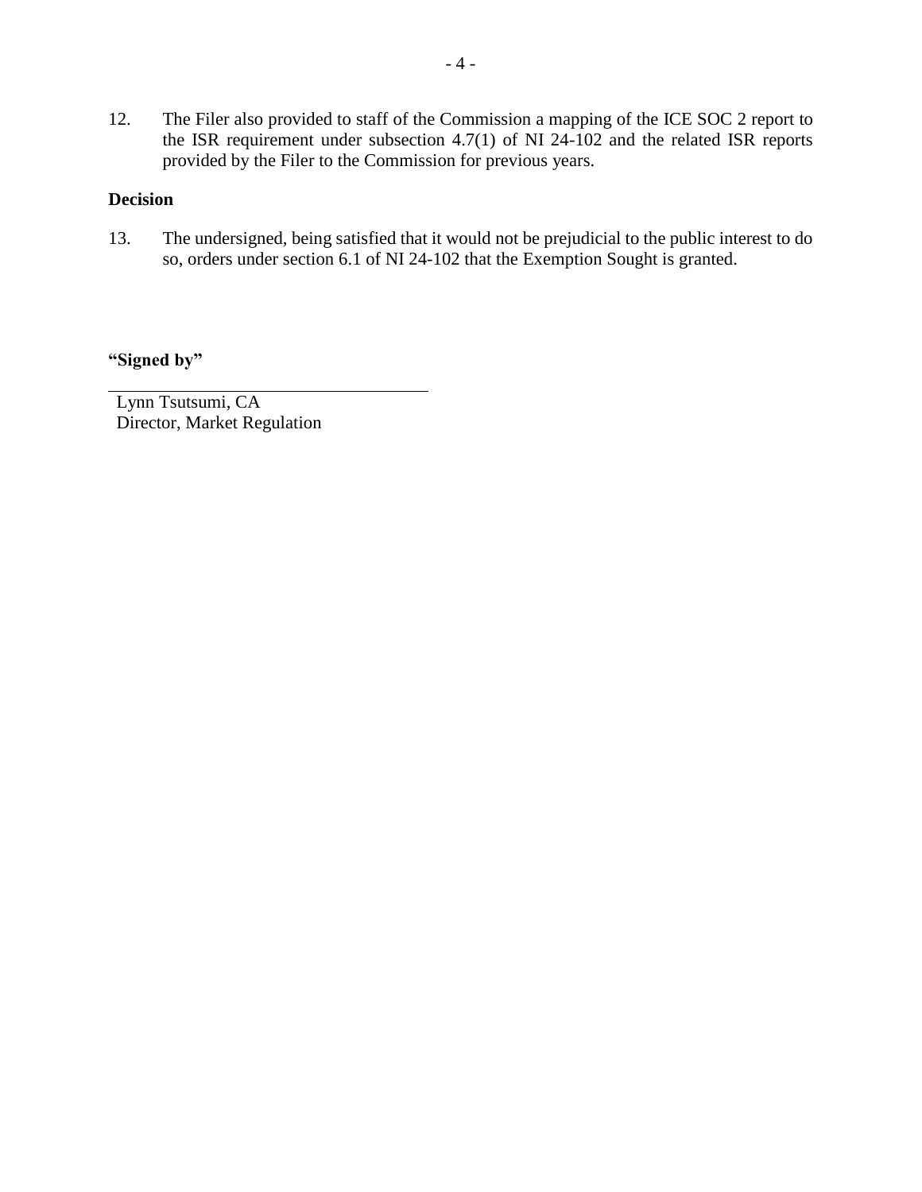12. The Filer also provided to staff of the Commission a mapping of the ICE SOC 2 report to the ISR requirement under subsection 4.7(1) of NI 24-102 and the related ISR reports provided by the Filer to the Commission for previous years.

**Decision**

13. The undersigned, being satisfied that it would not be prejudicial to the public interest to do so, orders under section 6.1 of NI 24-102 that the Exemption Sought is granted.

**"Signed by"**

Lynn Tsutsumi, CA
Director, Market Regulation